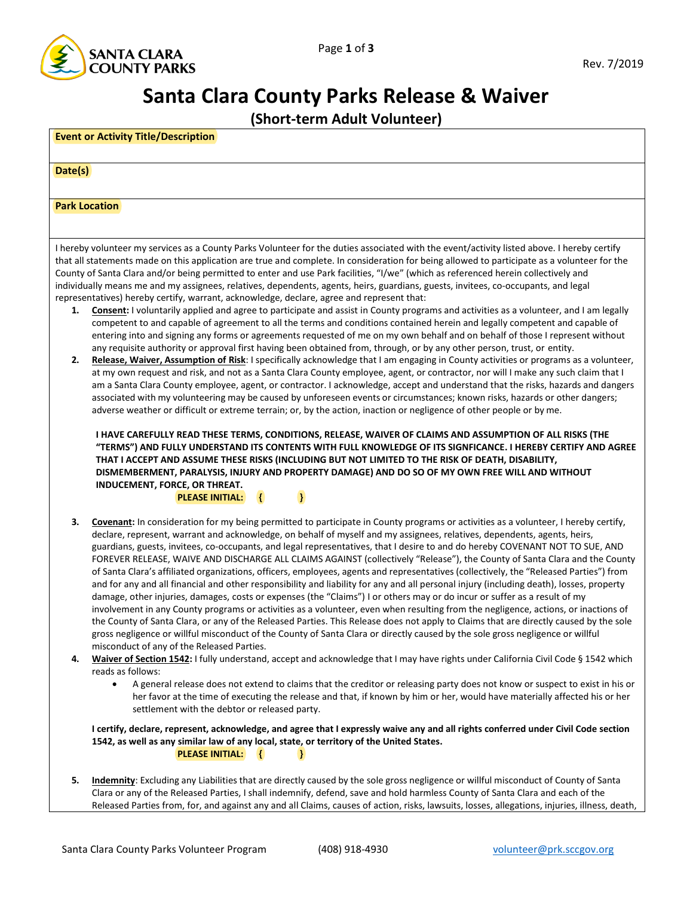Rev. 7/2019

# Santa Clara County Parks Release & Waiver

## (Short-term Adult Volunteer)

| **Event or Activity Title/Description** |
|---|
| **Date(s)** |
| **Park Location** |

I hereby volunteer my services as a County Parks Volunteer for the duties associated with the event/activity listed above. I hereby certify that all statements made on this application are true and complete. In consideration for being allowed to participate as a volunteer for the County of Santa Clara and/or being permitted to enter and use Park facilities, "I/we" (which as referenced herein collectively and individually means me and my assignees, relatives, dependents, agents, heirs, guardians, guests, invitees, co-occupants, and legal representatives) hereby certify, warrant, acknowledge, declare, agree and represent that:

1. **Consent:** I voluntarily applied and agree to participate and assist in County programs and activities as a volunteer, and I am legally competent to and capable of agreement to all the terms and conditions contained herein and legally competent and capable of entering into and signing any forms or agreements requested of me on my own behalf and on behalf of those I represent without any requisite authority or approval first having been obtained from, through, or by any other person, trust, or entity.
2. **Release, Waiver, Assumption of Risk**: I specifically acknowledge that I am engaging in County activities or programs as a volunteer, at my own request and risk, and not as a Santa Clara County employee, agent, or contractor, nor will I make any such claim that I am a Santa Clara County employee, agent, or contractor. I acknowledge, accept and understand that the risks, hazards and dangers associated with my volunteering may be caused by unforeseen events or circumstances; known risks, hazards or other dangers; adverse weather or difficult or extreme terrain; or, by the action, inaction or negligence of other people or by me.

   **I HAVE CAREFULLY READ THESE TERMS, CONDITIONS, RELEASE, WAIVER OF CLAIMS AND ASSUMPTION OF ALL RISKS (THE "TERMS") AND FULLY UNDERSTAND ITS CONTENTS WITH FULL KNOWLEDGE OF ITS SIGNFICANCE. I HEREBY CERTIFY AND AGREE THAT I ACCEPT AND ASSUME THESE RISKS (INCLUDING BUT NOT LIMITED TO THE RISK OF DEATH, DISABILITY, DISMEMBERMENT, PARALYSIS, INJURY AND PROPERTY DAMAGE) AND DO SO OF MY OWN FREE WILL AND WITHOUT INDUCEMENT, FORCE, OR THREAT.**

   **PLEASE INITIAL: { }**

3. **Covenant:** In consideration for my being permitted to participate in County programs or activities as a volunteer, I hereby certify, declare, represent, warrant and acknowledge, on behalf of myself and my assignees, relatives, dependents, agents, heirs, guardians, guests, invitees, co-occupants, and legal representatives, that I desire to and do hereby COVENANT NOT TO SUE, AND FOREVER RELEASE, WAIVE AND DISCHARGE ALL CLAIMS AGAINST (collectively "Release"), the County of Santa Clara and the County of Santa Clara's affiliated organizations, officers, employees, agents and representatives (collectively, the "Released Parties") from and for any and all financial and other responsibility and liability for any and all personal injury (including death), losses, property damage, other injuries, damages, costs or expenses (the "Claims") I or others may or do incur or suffer as a result of my involvement in any County programs or activities as a volunteer, even when resulting from the negligence, actions, or inactions of the County of Santa Clara, or any of the Released Parties. This Release does not apply to Claims that are directly caused by the sole gross negligence or willful misconduct of the County of Santa Clara or directly caused by the sole gross negligence or willful misconduct of any of the Released Parties.
4. **Waiver of Section 1542:** I fully understand, accept and acknowledge that I may have rights under California Civil Code § 1542 which reads as follows:
   - A general release does not extend to claims that the creditor or releasing party does not know or suspect to exist in his or her favor at the time of executing the release and that, if known by him or her, would have materially affected his or her settlement with the debtor or released party.

   **I certify, declare, represent, acknowledge, and agree that I expressly waive any and all rights conferred under Civil Code section 1542, as well as any similar law of any local, state, or territory of the United States.**

   **PLEASE INITIAL: { }**

5. **Indemnity**: Excluding any Liabilities that are directly caused by the sole gross negligence or willful misconduct of County of Santa Clara or any of the Released Parties, I shall indemnify, defend, save and hold harmless County of Santa Clara and each of the Released Parties from, for, and against any and all Claims, causes of action, risks, lawsuits, losses, allegations, injuries, illness, death,

Santa Clara County Parks Volunteer Program (408) 918-4930 volunteer@prk.sccgov.org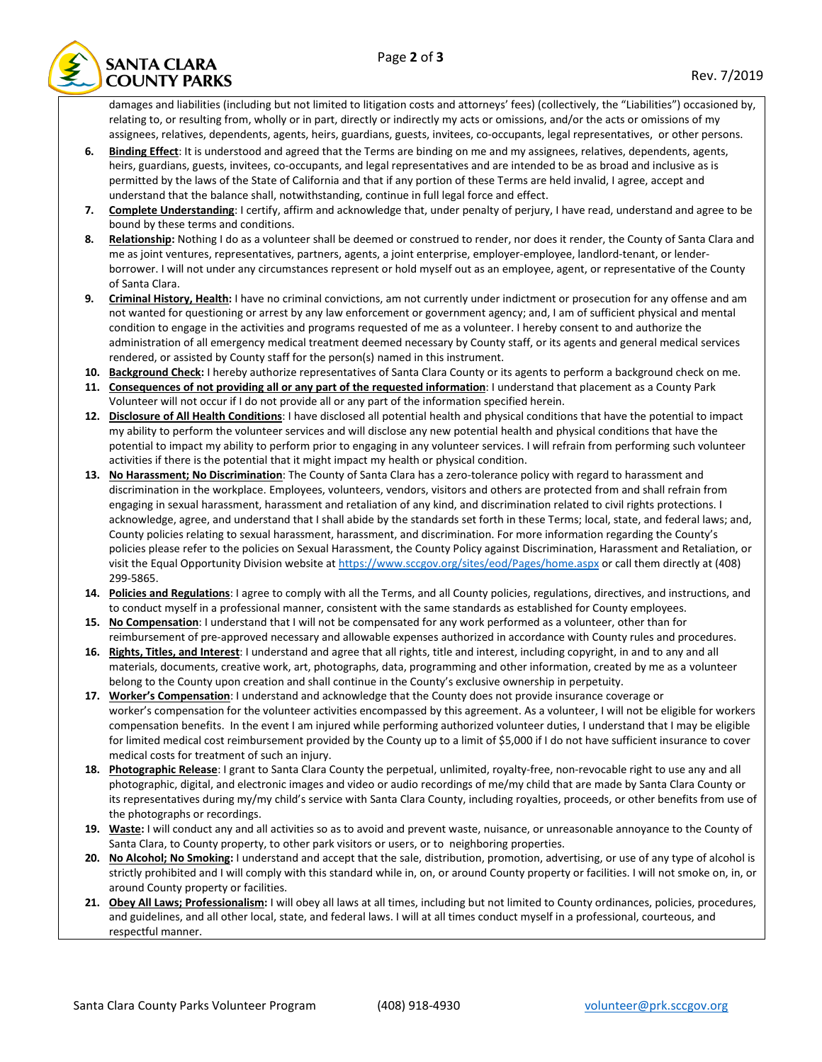damages and liabilities (including but not limited to litigation costs and attorneys' fees) (collectively, the "Liabilities") occasioned by, relating to, or resulting from, wholly or in part, directly or indirectly my acts or omissions, and/or the acts or omissions of my assignees, relatives, dependents, agents, heirs, guardians, guests, invitees, co-occupants, legal representatives, or other persons.

6. **Binding Effect**: It is understood and agreed that the Terms are binding on me and my assignees, relatives, dependents, agents, heirs, guardians, guests, invitees, co-occupants, and legal representatives and are intended to be as broad and inclusive as is permitted by the laws of the State of California and that if any portion of these Terms are held invalid, I agree, accept and understand that the balance shall, notwithstanding, continue in full legal force and effect.
7. **Complete Understanding**: I certify, affirm and acknowledge that, under penalty of perjury, I have read, understand and agree to be bound by these terms and conditions.
8. **Relationship:** Nothing I do as a volunteer shall be deemed or construed to render, nor does it render, the County of Santa Clara and me as joint ventures, representatives, partners, agents, a joint enterprise, employer-employee, landlord-tenant, or lender-borrower. I will not under any circumstances represent or hold myself out as an employee, agent, or representative of the County of Santa Clara.
9. **Criminal History, Health:** I have no criminal convictions, am not currently under indictment or prosecution for any offense and am not wanted for questioning or arrest by any law enforcement or government agency; and, I am of sufficient physical and mental condition to engage in the activities and programs requested of me as a volunteer. I hereby consent to and authorize the administration of all emergency medical treatment deemed necessary by County staff, or its agents and general medical services rendered, or assisted by County staff for the person(s) named in this instrument.
10. **Background Check:** I hereby authorize representatives of Santa Clara County or its agents to perform a background check on me.
11. **Consequences of not providing all or any part of the requested information**: I understand that placement as a County Park Volunteer will not occur if I do not provide all or any part of the information specified herein.
12. **Disclosure of All Health Conditions**: I have disclosed all potential health and physical conditions that have the potential to impact my ability to perform the volunteer services and will disclose any new potential health and physical conditions that have the potential to impact my ability to perform prior to engaging in any volunteer services. I will refrain from performing such volunteer activities if there is the potential that it might impact my health or physical condition.
13. **No Harassment; No Discrimination**: The County of Santa Clara has a zero-tolerance policy with regard to harassment and discrimination in the workplace. Employees, volunteers, vendors, visitors and others are protected from and shall refrain from engaging in sexual harassment, harassment and retaliation of any kind, and discrimination related to civil rights protections. I acknowledge, agree, and understand that I shall abide by the standards set forth in these Terms; local, state, and federal laws; and, County policies relating to sexual harassment, harassment, and discrimination. For more information regarding the County's policies please refer to the policies on Sexual Harassment, the County Policy against Discrimination, Harassment and Retaliation, or visit the Equal Opportunity Division website at https://www.sccgov.org/sites/eod/Pages/home.aspx or call them directly at (408) 299-5865.
14. **Policies and Regulations**: I agree to comply with all the Terms, and all County policies, regulations, directives, and instructions, and to conduct myself in a professional manner, consistent with the same standards as established for County employees.
15. **No Compensation**: I understand that I will not be compensated for any work performed as a volunteer, other than for reimbursement of pre-approved necessary and allowable expenses authorized in accordance with County rules and procedures.
16. **Rights, Titles, and Interest**: I understand and agree that all rights, title and interest, including copyright, in and to any and all materials, documents, creative work, art, photographs, data, programming and other information, created by me as a volunteer belong to the County upon creation and shall continue in the County's exclusive ownership in perpetuity.
17. **Worker's Compensation**: I understand and acknowledge that the County does not provide insurance coverage or worker's compensation for the volunteer activities encompassed by this agreement. As a volunteer, I will not be eligible for workers compensation benefits. In the event I am injured while performing authorized volunteer duties, I understand that I may be eligible for limited medical cost reimbursement provided by the County up to a limit of $5,000 if I do not have sufficient insurance to cover medical costs for treatment of such an injury.
18. **Photographic Release**: I grant to Santa Clara County the perpetual, unlimited, royalty-free, non-revocable right to use any and all photographic, digital, and electronic images and video or audio recordings of me/my child that are made by Santa Clara County or its representatives during my/my child's service with Santa Clara County, including royalties, proceeds, or other benefits from use of the photographs or recordings.
19. **Waste:** I will conduct any and all activities so as to avoid and prevent waste, nuisance, or unreasonable annoyance to the County of Santa Clara, to County property, to other park visitors or users, or to neighboring properties.
20. **No Alcohol; No Smoking:** I understand and accept that the sale, distribution, promotion, advertising, or use of any type of alcohol is strictly prohibited and I will comply with this standard while in, on, or around County property or facilities. I will not smoke on, in, or around County property or facilities.
21. **Obey All Laws; Professionalism:** I will obey all laws at all times, including but not limited to County ordinances, policies, procedures, and guidelines, and all other local, state, and federal laws. I will at all times conduct myself in a professional, courteous, and respectful manner.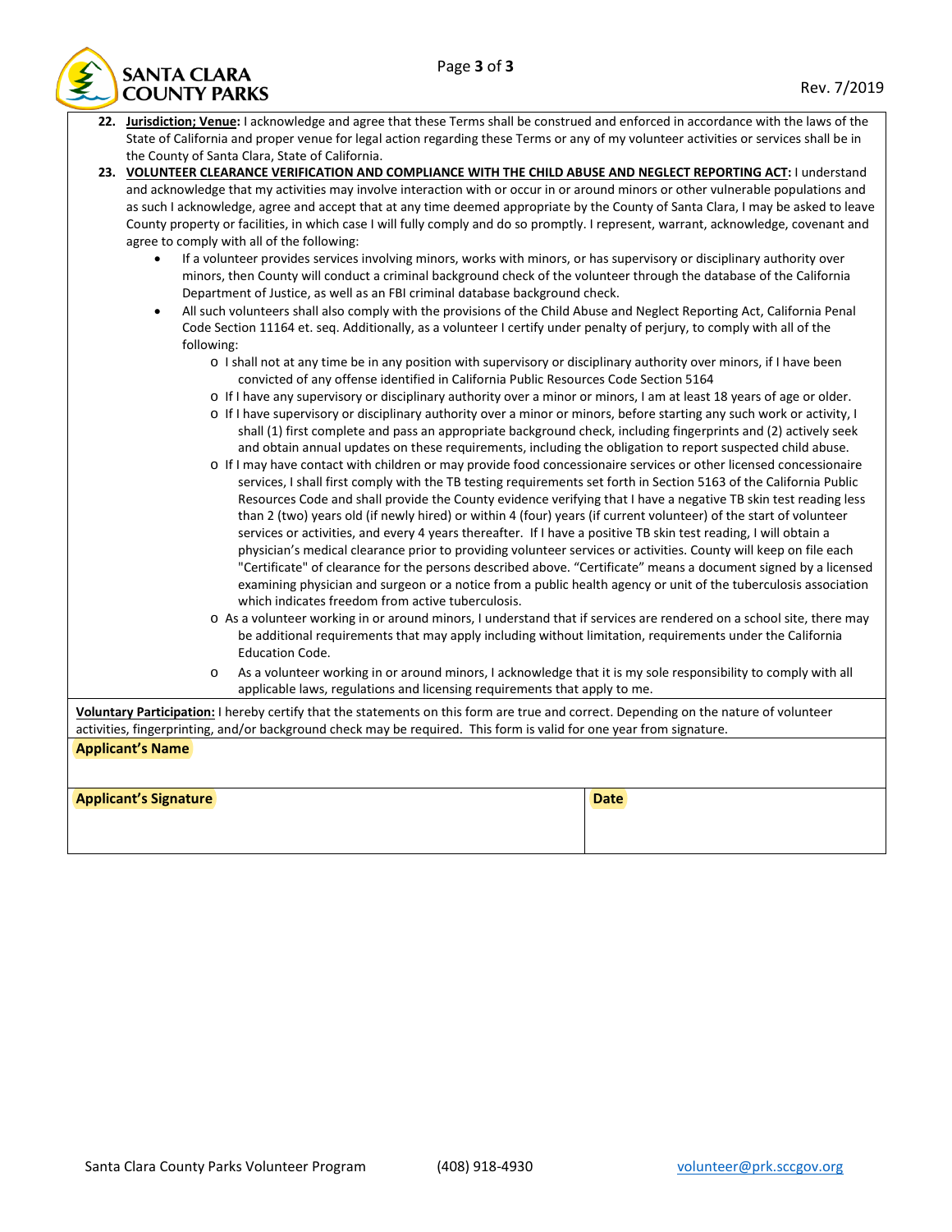22. **Jurisdiction; Venue:** I acknowledge and agree that these Terms shall be construed and enforced in accordance with the laws of the State of California and proper venue for legal action regarding these Terms or any of my volunteer activities or services shall be in the County of Santa Clara, State of California.
23. **VOLUNTEER CLEARANCE VERIFICATION AND COMPLIANCE WITH THE CHILD ABUSE AND NEGLECT REPORTING ACT:** I understand and acknowledge that my activities may involve interaction with or occur in or around minors or other vulnerable populations and as such I acknowledge, agree and accept that at any time deemed appropriate by the County of Santa Clara, I may be asked to leave County property or facilities, in which case I will fully comply and do so promptly. I represent, warrant, acknowledge, covenant and agree to comply with all of the following:
    - If a volunteer provides services involving minors, works with minors, or has supervisory or disciplinary authority over minors, then County will conduct a criminal background check of the volunteer through the database of the California Department of Justice, as well as an FBI criminal database background check.
    - All such volunteers shall also comply with the provisions of the Child Abuse and Neglect Reporting Act, California Penal Code Section 11164 et. seq. Additionally, as a volunteer I certify under penalty of perjury, to comply with all of the following:
        - I shall not at any time be in any position with supervisory or disciplinary authority over minors, if I have been convicted of any offense identified in California Public Resources Code Section 5164
        - If I have any supervisory or disciplinary authority over a minor or minors, I am at least 18 years of age or older.
        - If I have supervisory or disciplinary authority over a minor or minors, before starting any such work or activity, I shall (1) first complete and pass an appropriate background check, including fingerprints and (2) actively seek and obtain annual updates on these requirements, including the obligation to report suspected child abuse.
        - If I may have contact with children or may provide food concessionaire services or other licensed concessionaire services, I shall first comply with the TB testing requirements set forth in Section 5163 of the California Public Resources Code and shall provide the County evidence verifying that I have a negative TB skin test reading less than 2 (two) years old (if newly hired) or within 4 (four) years (if current volunteer) of the start of volunteer services or activities, and every 4 years thereafter. If I have a positive TB skin test reading, I will obtain a physician's medical clearance prior to providing volunteer services or activities. County will keep on file each "Certificate" of clearance for the persons described above. "Certificate" means a document signed by a licensed examining physician and surgeon or a notice from a public health agency or unit of the tuberculosis association which indicates freedom from active tuberculosis.
        - As a volunteer working in or around minors, I understand that if services are rendered on a school site, there may be additional requirements that may apply including without limitation, requirements under the California Education Code.
        - As a volunteer working in or around minors, I acknowledge that it is my sole responsibility to comply with all applicable laws, regulations and licensing requirements that apply to me.

**Voluntary Participation:** I hereby certify that the statements on this form are true and correct. Depending on the nature of volunteer activities, fingerprinting, and/or background check may be required. This form is valid for one year from signature.

| | |
|---|---|
| **Applicant's Name** | |
| **Applicant's Signature** | **Date** |

Santa Clara County Parks Volunteer Program (408) 918-4930 volunteer@prk.sccgov.org